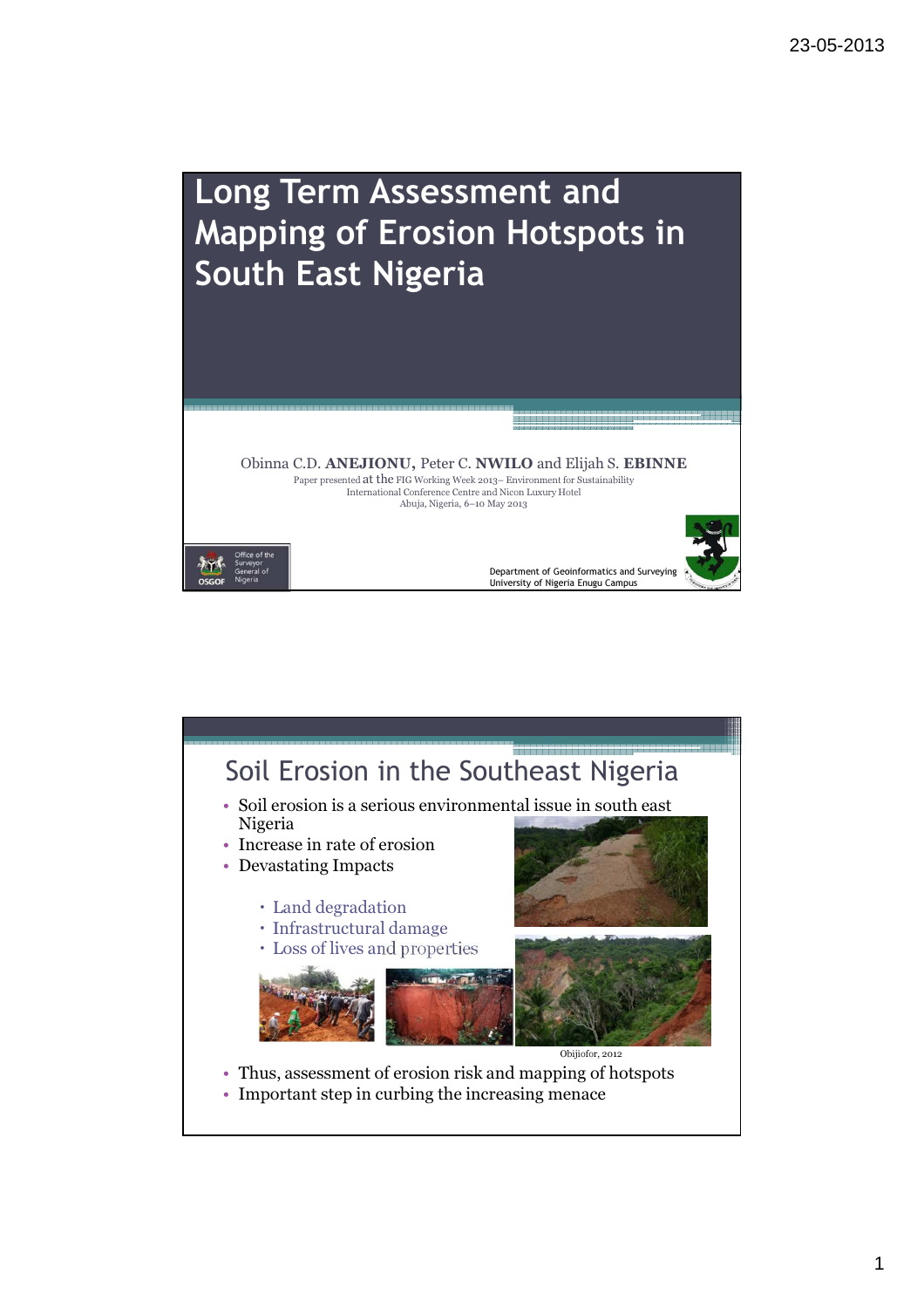# Long Term Assessment and Mapping of Erosion Hotspots in South East Nigeria

Obinna C.D. **ANEJIONU**, Peter C. **NWILO** and Elijah S. **EBINNE**

Paper presented at the FIG Working Week 2013– Environment for Sustainability
International Conference Centre and Nicon Luxury Hotel
Abuja, Nigeria, 6–10 May 2013

Office of the Surveyor General of Nigeria
OSGOF

Department of Geoinformatics and Surveying
University of Nigeria Enugu Campus

## Soil Erosion in the Southeast Nigeria

- Soil erosion is a serious environmental issue in south east Nigeria
- Increase in rate of erosion
- Devastating Impacts
  - Land degradation
  - Infrastructural damage
  - Loss of lives and properties

Obijiofor, 2012

- Thus, assessment of erosion risk and mapping of hotspots
- Important step in curbing the increasing menace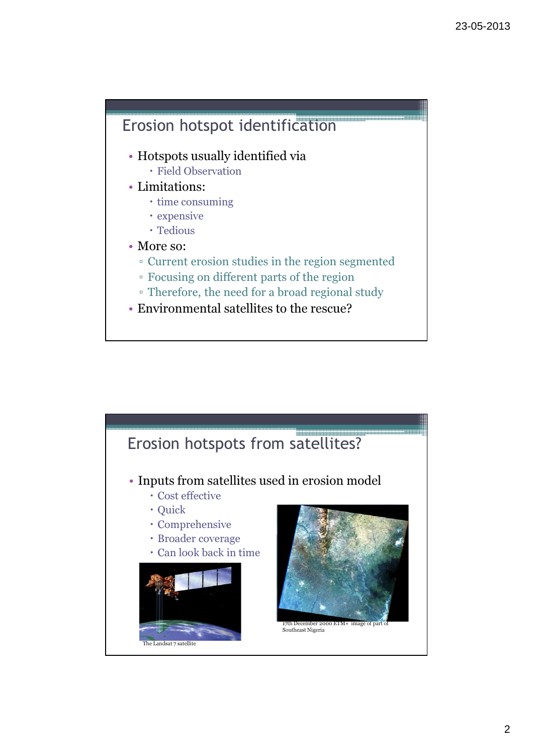## Erosion hotspot identification

- Hotspots usually identified via
  - Field Observation
- Limitations:
  - time consuming
  - expensive
  - Tedious
- More so:
  - Current erosion studies in the region segmented
  - Focusing on different parts of the region
  - Therefore, the need for a broad regional study
- Environmental satellites to the rescue?

## Erosion hotspots from satellites?

- Inputs from satellites used in erosion model
  - Cost effective
  - Quick
  - Comprehensive
  - Broader coverage
  - Can look back in time

The Landsat 7 satellite

17th December 2000 ETM+ image of part of Southeast Nigeria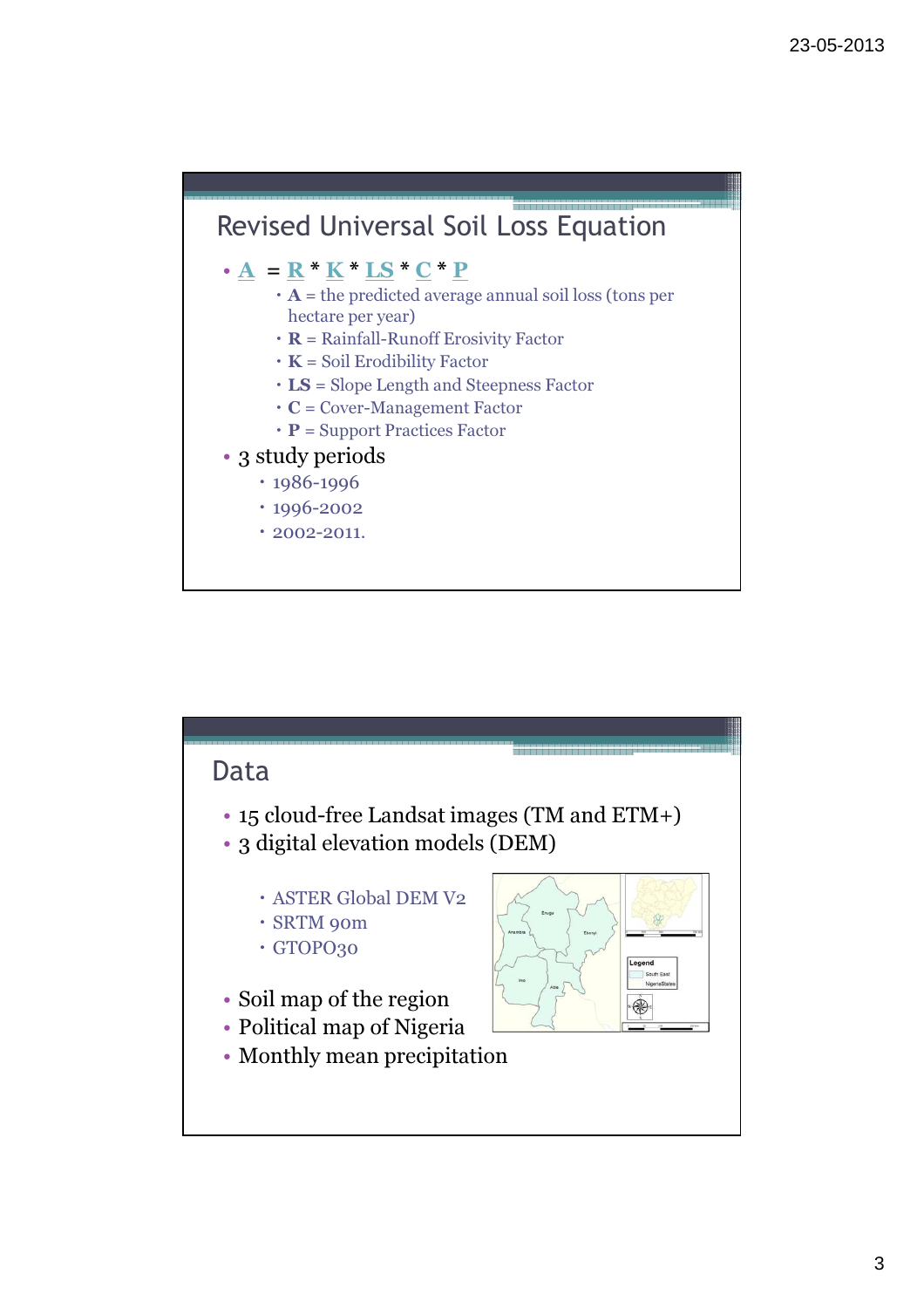## Revised Universal Soil Loss Equation

- $A = R * K * LS * C * P$
  - **A** = the predicted average annual soil loss (tons per hectare per year)
  - **R** = Rainfall-Runoff Erosivity Factor
  - **K** = Soil Erodibility Factor
  - **LS** = Slope Length and Steepness Factor
  - **C** = Cover-Management Factor
  - **P** = Support Practices Factor
- 3 study periods
  - 1986-1996
  - 1996-2002
  - 2002-2011.

## Data

- 15 cloud-free Landsat images (TM and ETM+)
- 3 digital elevation models (DEM)
  - ASTER Global DEM V2
  - SRTM 90m
  - GTOPO30
- Soil map of the region
- Political map of Nigeria
- Monthly mean precipitation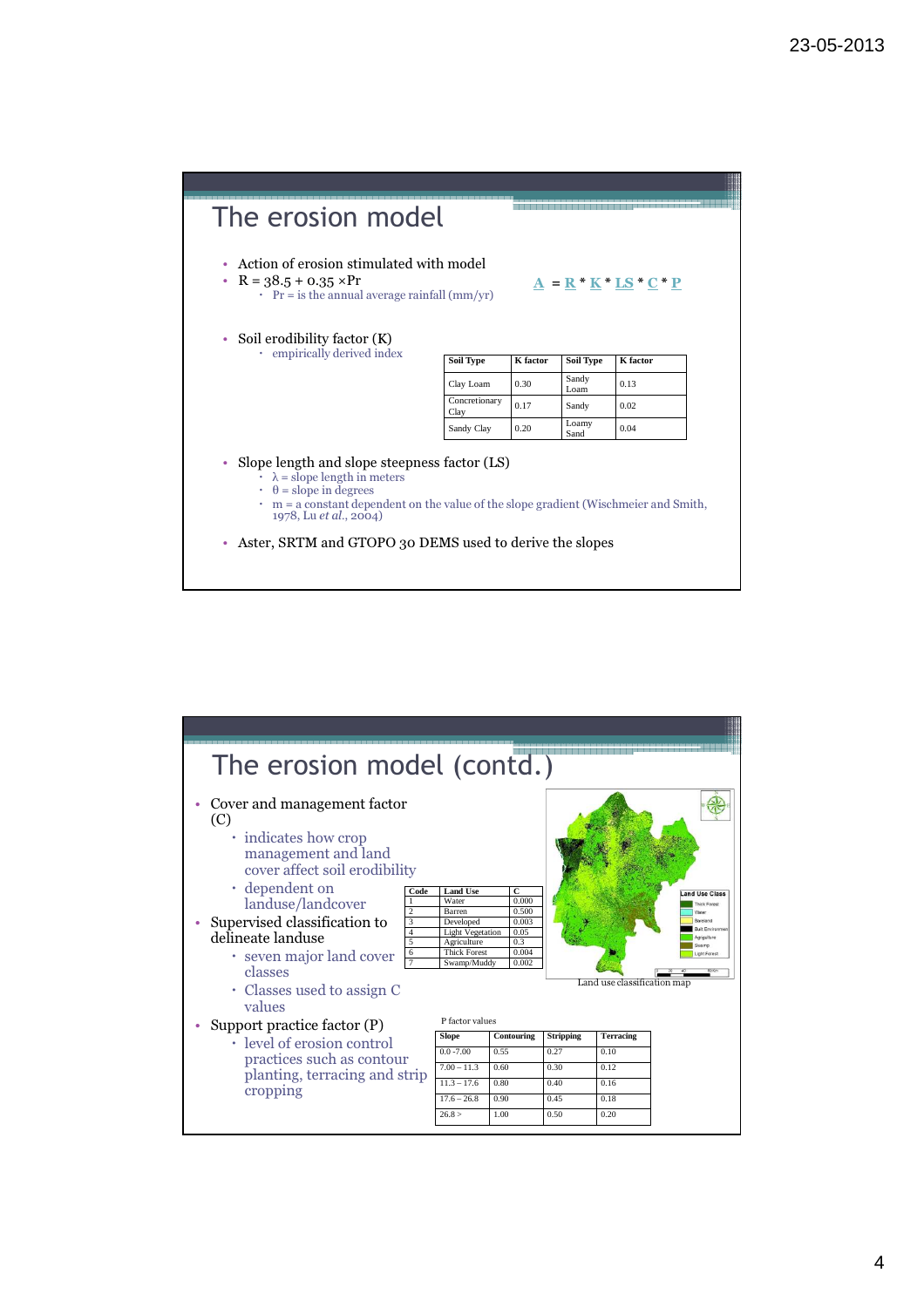## The erosion model

- Action of erosion stimulated with model
- $R = 38.5 + 0.35 \times Pr$
  - Pr = is the annual average rainfall (mm/yr)

$$A = R * K * LS * C * P$$

- Soil erodibility factor (K)
  - empirically derived index

| Soil Type | K factor | Soil Type | K factor |
|---|---|---|---|
| Clay Loam | 0.30 | Sandy Loam | 0.13 |
| Concretionary Clay | 0.17 | Sandy | 0.02 |
| Sandy Clay | 0.20 | Loamy Sand | 0.04 |

- Slope length and slope steepness factor (LS)
  - $\lambda$ = slope length in meters
  - $\theta$ = slope in degrees
  - m = a constant dependent on the value of the slope gradient (Wischmeier and Smith, 1978, Lu *et al.*, 2004)
- Aster, SRTM and GTOPO 30 DEMS used to derive the slopes

## The erosion model (contd.)

- Cover and management factor (C)
  - indicates how crop management and land cover affect soil erodibility
  - dependent on landuse/landcover
- Supervised classification to delineate landuse
  - seven major land cover classes
  - Classes used to assign C values

| Code | Land Use | C |
|---|---|---|
| 1 | Water | 0.000 |
| 2 | Barren | 0.500 |
| 3 | Developed | 0.003 |
| 4 | Light Vegetation | 0.05 |
| 5 | Agriculture | 0.3 |
| 6 | Thick Forest | 0.004 |
| 7 | Swamp/Muddy | 0.002 |

Land use classification map

- Support practice factor (P)
  - level of erosion control practices such as contour planting, terracing and strip cropping

P factor values

| Slope | Contouring | Stripping | Terracing |
|---|---|---|---|
| 0.0 -7.00 | 0.55 | 0.27 | 0.10 |
| 7.00 – 11.3 | 0.60 | 0.30 | 0.12 |
| 11.3 – 17.6 | 0.80 | 0.40 | 0.16 |
| 17.6 – 26.8 | 0.90 | 0.45 | 0.18 |
| 26.8 > | 1.00 | 0.50 | 0.20 |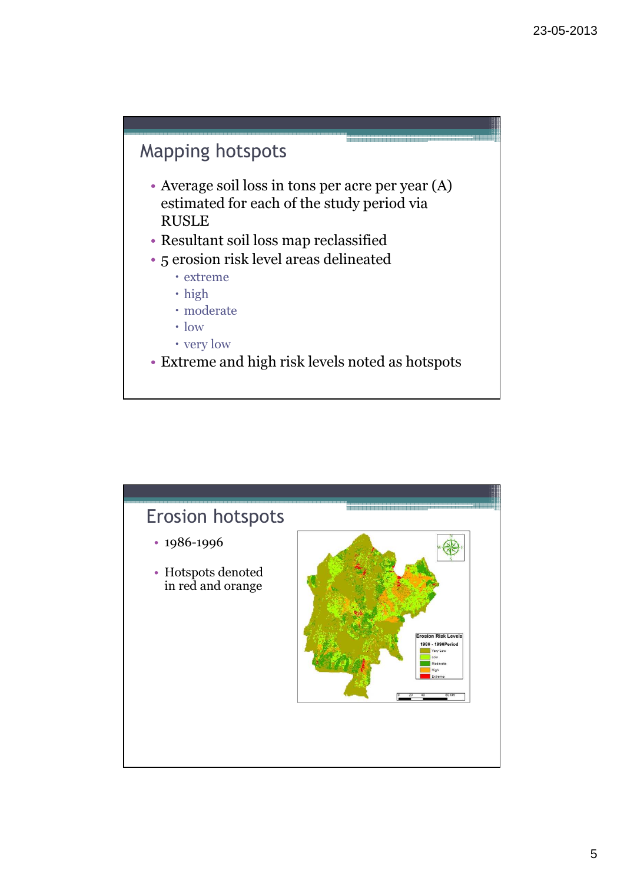## Mapping hotspots

- Average soil loss in tons per acre per year (A) estimated for each of the study period via RUSLE
- Resultant soil loss map reclassified
- 5 erosion risk level areas delineated
  - extreme
  - high
  - moderate
  - low
  - very low
- Extreme and high risk levels noted as hotspots

## Erosion hotspots

- 1986-1996
- Hotspots denoted in red and orange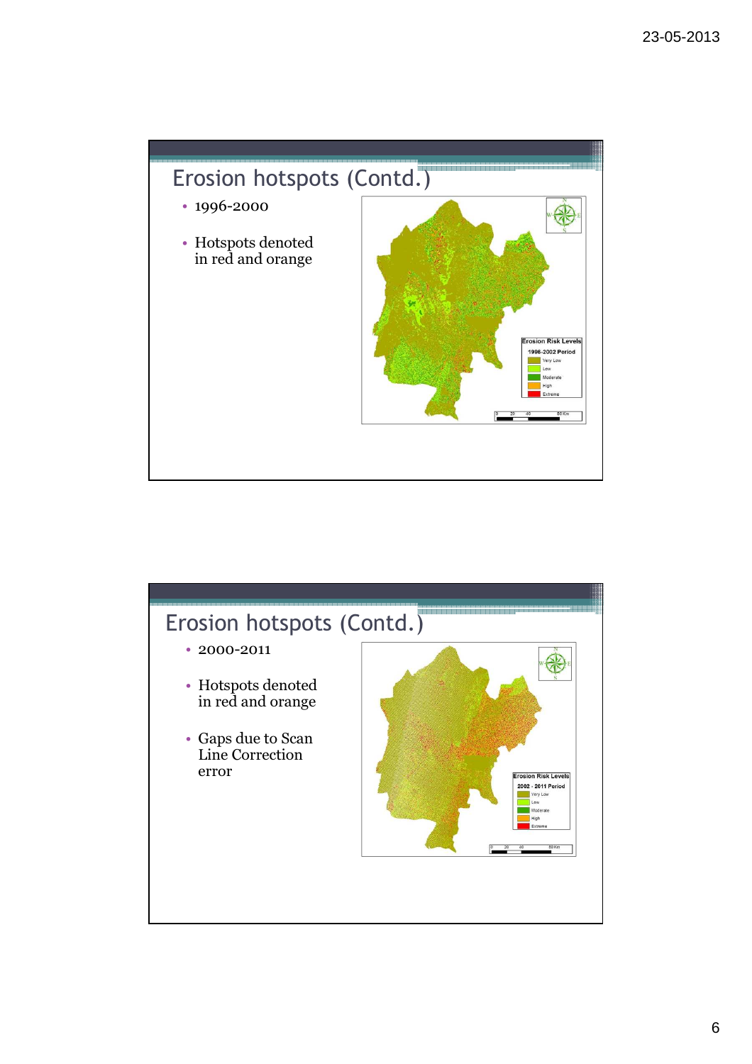## Erosion hotspots (Contd.)

- 1996-2000
- Hotspots denoted in red and orange

## Erosion hotspots (Contd.)

- 2000-2011
- Hotspots denoted in red and orange
- Gaps due to Scan Line Correction error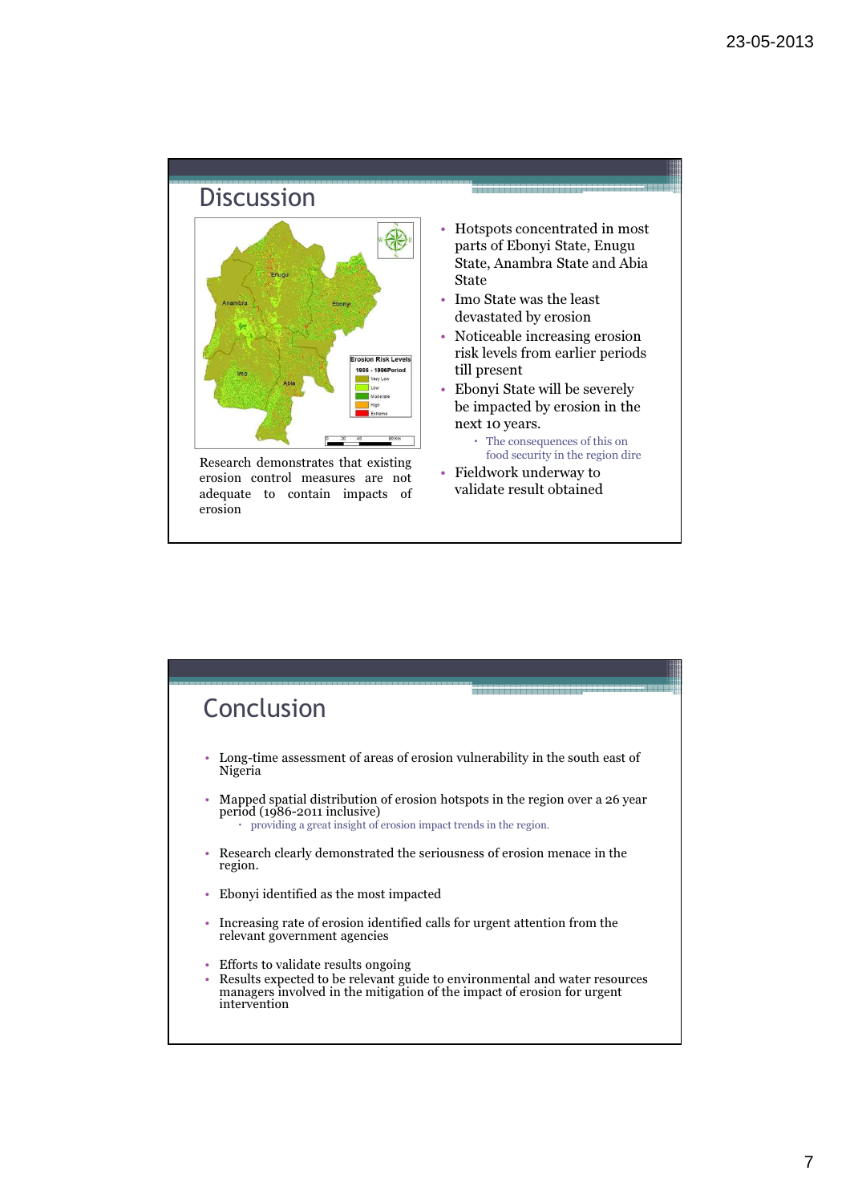## Discussion

Research demonstrates that existing erosion control measures are not adequate to contain impacts of erosion

- Hotspots concentrated in most parts of Ebonyi State, Enugu State, Anambra State and Abia State
- Imo State was the least devastated by erosion
- Noticeable increasing erosion risk levels from earlier periods till present
- Ebonyi State will be severely be impacted by erosion in the next 10 years.
  - The consequences of this on food security in the region dire
- Fieldwork underway to validate result obtained

## Conclusion

- Long-time assessment of areas of erosion vulnerability in the south east of Nigeria
- Mapped spatial distribution of erosion hotspots in the region over a 26 year period (1986-2011 inclusive)
  - providing a great insight of erosion impact trends in the region.
- Research clearly demonstrated the seriousness of erosion menace in the region.
- Ebonyi identified as the most impacted
- Increasing rate of erosion identified calls for urgent attention from the relevant government agencies
- Efforts to validate results ongoing
- Results expected to be relevant guide to environmental and water resources managers involved in the mitigation of the impact of erosion for urgent intervention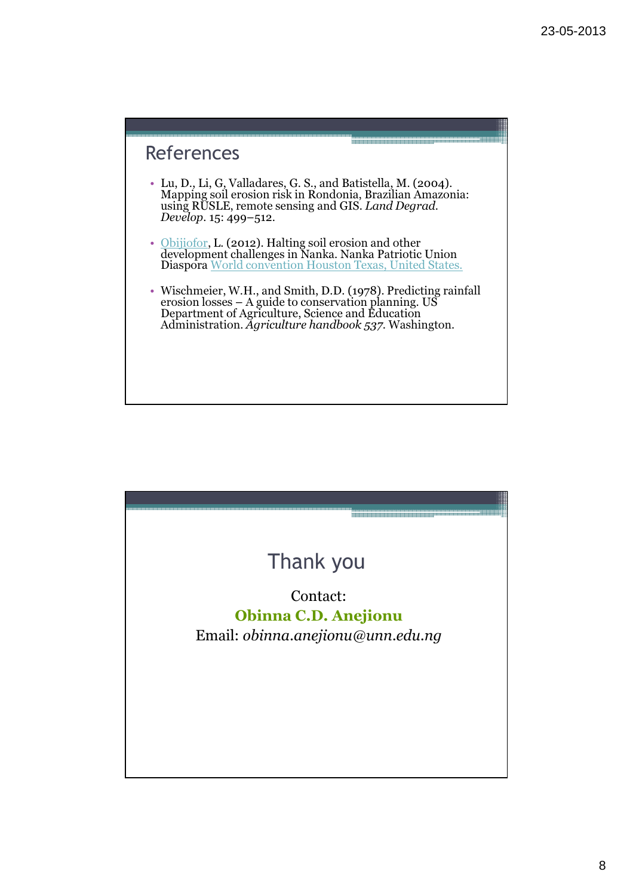## References

- Lu, D., Li, G, Valladares, G. S., and Batistella, M. (2004). Mapping soil erosion risk in Rondonia, Brazilian Amazonia: using RUSLE, remote sensing and GIS. *Land Degrad. Develop*. 15: 499–512.
- Obijiofor, L. (2012). Halting soil erosion and other development challenges in Nanka. Nanka Patriotic Union Diaspora World convention Houston Texas, United States.
- Wischmeier, W.H., and Smith, D.D. (1978). Predicting rainfall erosion losses – A guide to conservation planning. US Department of Agriculture, Science and Education Administration. *Agriculture handbook 537*. Washington.

## Thank you

Contact:

**Obinna C.D. Anejionu**

Email: *obinna.anejionu@unn.edu.ng*